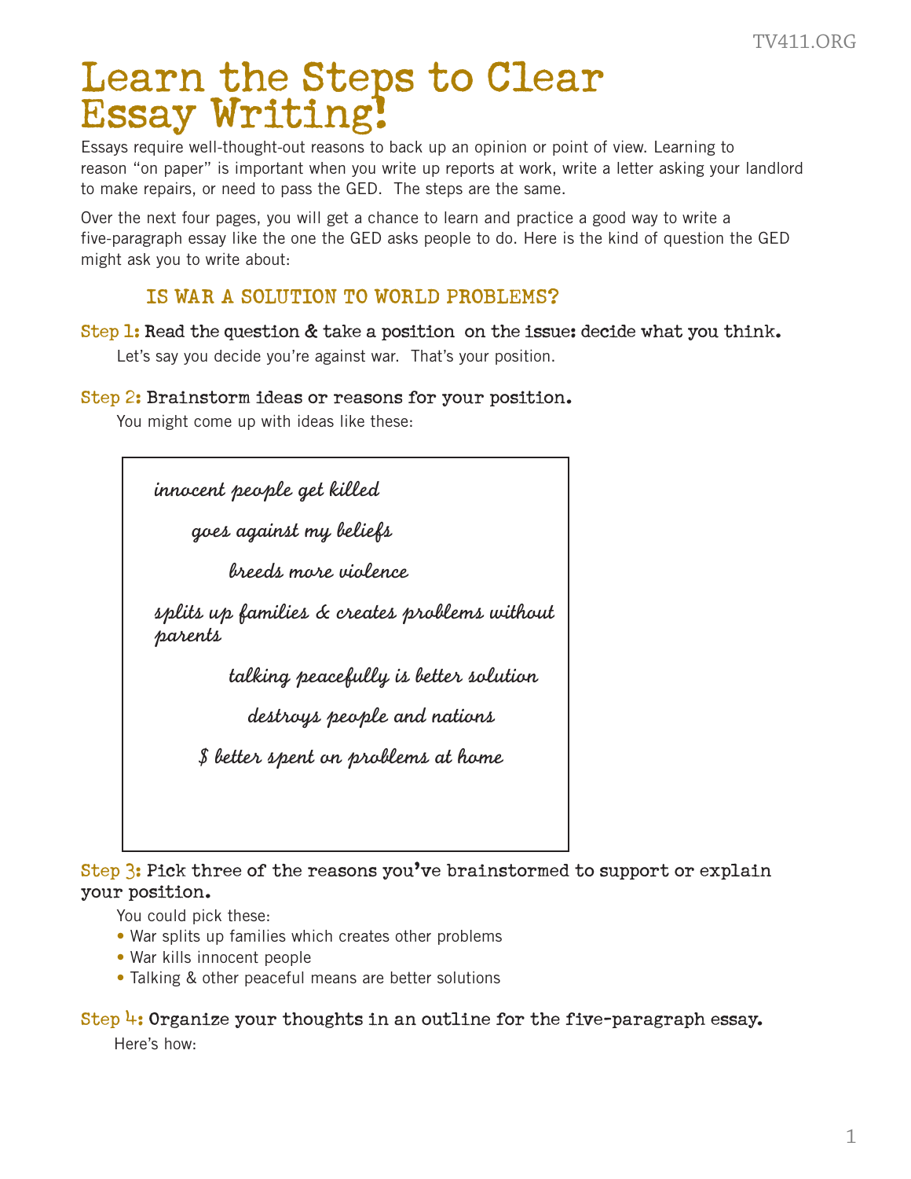# Learn the Steps to Clear Essay Writing!

Essays require well-thought-out reasons to back up an opinion or point of view. Learning to reason "on paper" is important when you write up reports at work, write a letter asking your landlord to make repairs, or need to pass the GED. The steps are the same.

Over the next four pages, you will get a chance to learn and practice a good way to write a five-paragraph essay like the one the GED asks people to do. Here is the kind of question the GED might ask you to write about:

## IS WAR A SOLUTION TO WORLD PROBLEMS?

**Step 1: Read the question & take a position on the issue: decide what you think.**

Let's say you decide you're against war. That's your position.

**Step 2: Brainstorm ideas or reasons for your position.**

You might come up with ideas like these:

*innocent people get killed*

*goes against my beliefs*

*breeds more violence*

*splits up families & creates problems without parents*

*talking peacefully is better solution*

*destroys people and nations*

*$ better spent on problems at home*

**Step 3: Pick three of the reasons you've brainstormed to support or explain your position.**

You could pick these:

- War splits up families which creates other problems
- War kills innocent people
- Talking & other peaceful means are better solutions

**Step 4: Organize your thoughts in an outline for the five-paragraph essay.**

Here's how: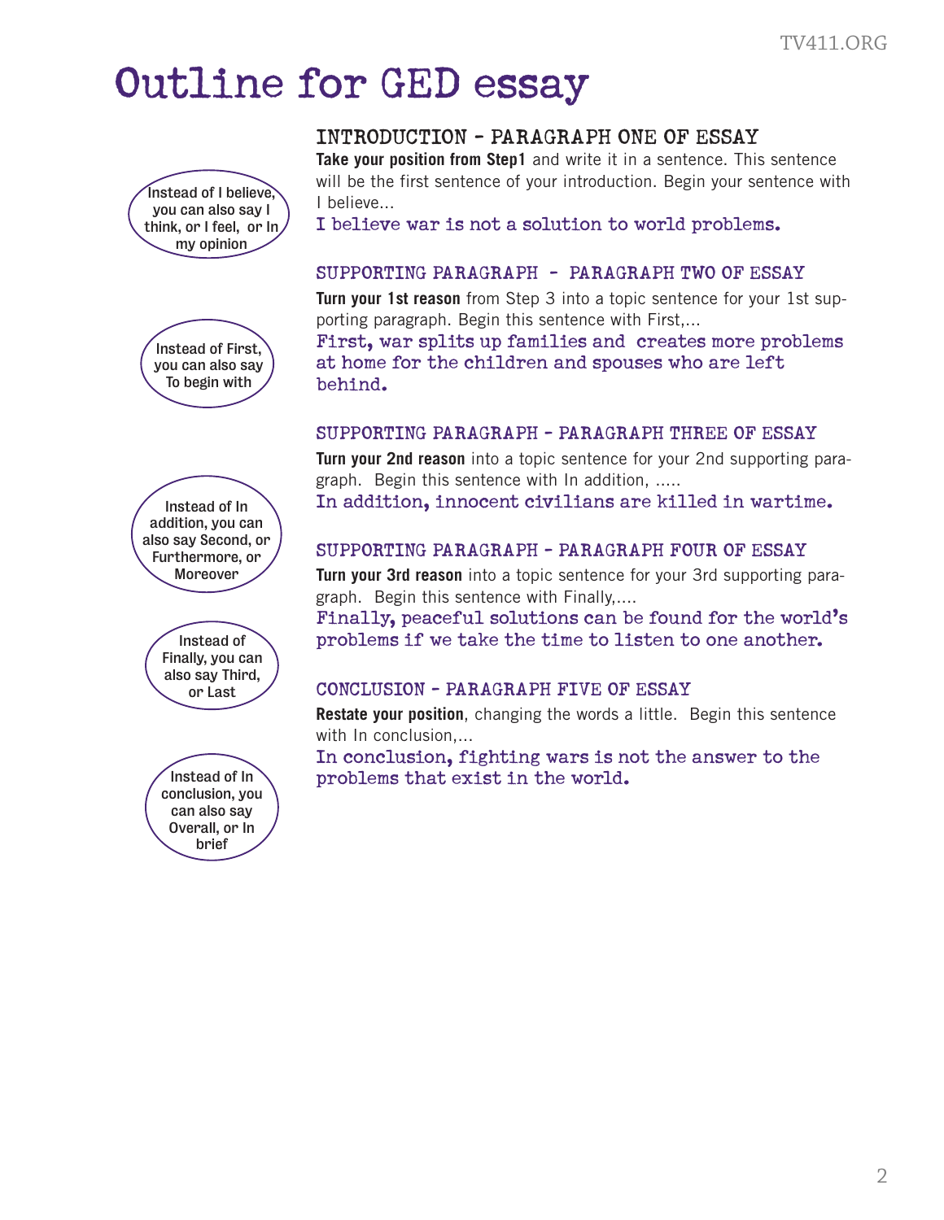# Outline for GED essay

## INTRODUCTION - PARAGRAPH ONE OF ESSAY

**Take your position from Step1** and write it in a sentence. This sentence will be the first sentence of your introduction. Begin your sentence with I believe...

I believe war is not a solution to world problems.

> Instead of I believe, you can also say I think, or I feel, or In my opinion

## SUPPORTING PARAGRAPH - PARAGRAPH TWO OF ESSAY

**Turn your 1st reason** from Step 3 into a topic sentence for your 1st supporting paragraph. Begin this sentence with First,...

First, war splits up families and creates more problems at home for the children and spouses who are left behind.

> Instead of First, you can also say To begin with

## SUPPORTING PARAGRAPH - PARAGRAPH THREE OF ESSAY

**Turn your 2nd reason** into a topic sentence for your 2nd supporting paragraph. Begin this sentence with In addition, .....

In addition, innocent civilians are killed in wartime.

> Instead of In addition, you can also say Second, or Furthermore, or Moreover

## SUPPORTING PARAGRAPH - PARAGRAPH FOUR OF ESSAY

**Turn your 3rd reason** into a topic sentence for your 3rd supporting paragraph. Begin this sentence with Finally,....

Finally, peaceful solutions can be found for the world's problems if we take the time to listen to one another.

> Instead of Finally, you can also say Third, or Last

## CONCLUSION - PARAGRAPH FIVE OF ESSAY

**Restate your position**, changing the words a little. Begin this sentence with In conclusion,...

In conclusion, fighting wars is not the answer to the problems that exist in the world.

> Instead of In conclusion, you can also say Overall, or In brief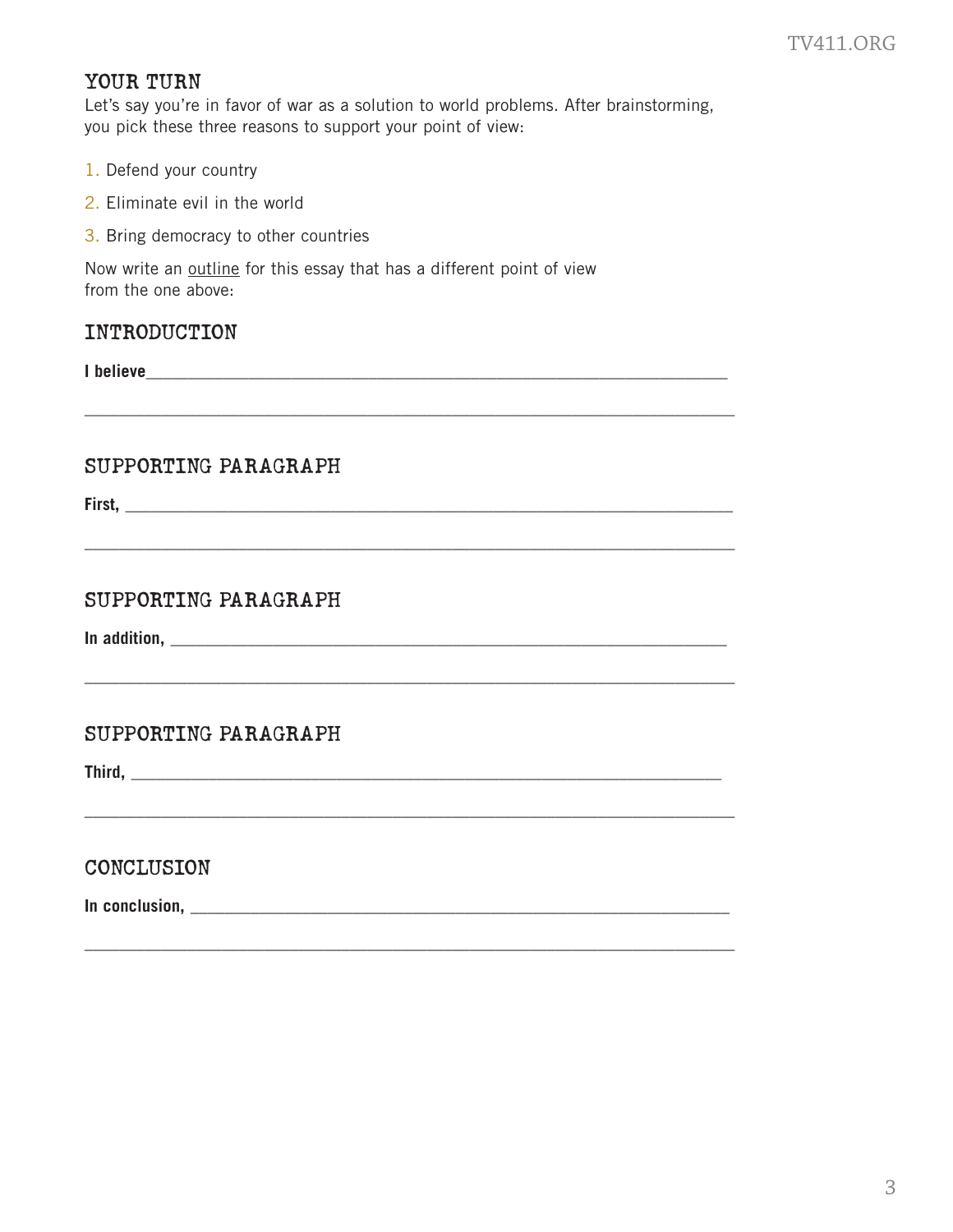## YOUR TURN

Let's say you're in favor of war as a solution to world problems. After brainstorming, you pick these three reasons to support your point of view:

1. Defend your country
2. Eliminate evil in the world
3. Bring democracy to other countries

Now write an <u>outline</u> for this essay that has a different point of view from the one above:

## INTRODUCTION

**I believe**______________________________________________________________________

__________________________________________________________________________________

## SUPPORTING PARAGRAPH

**First,** ________________________________________________________________________

__________________________________________________________________________________

## SUPPORTING PARAGRAPH

**In addition,** ___________________________________________________________________

__________________________________________________________________________________

## SUPPORTING PARAGRAPH

**Third,** ________________________________________________________________________

__________________________________________________________________________________

## CONCLUSION

**In conclusion,** _________________________________________________________________

__________________________________________________________________________________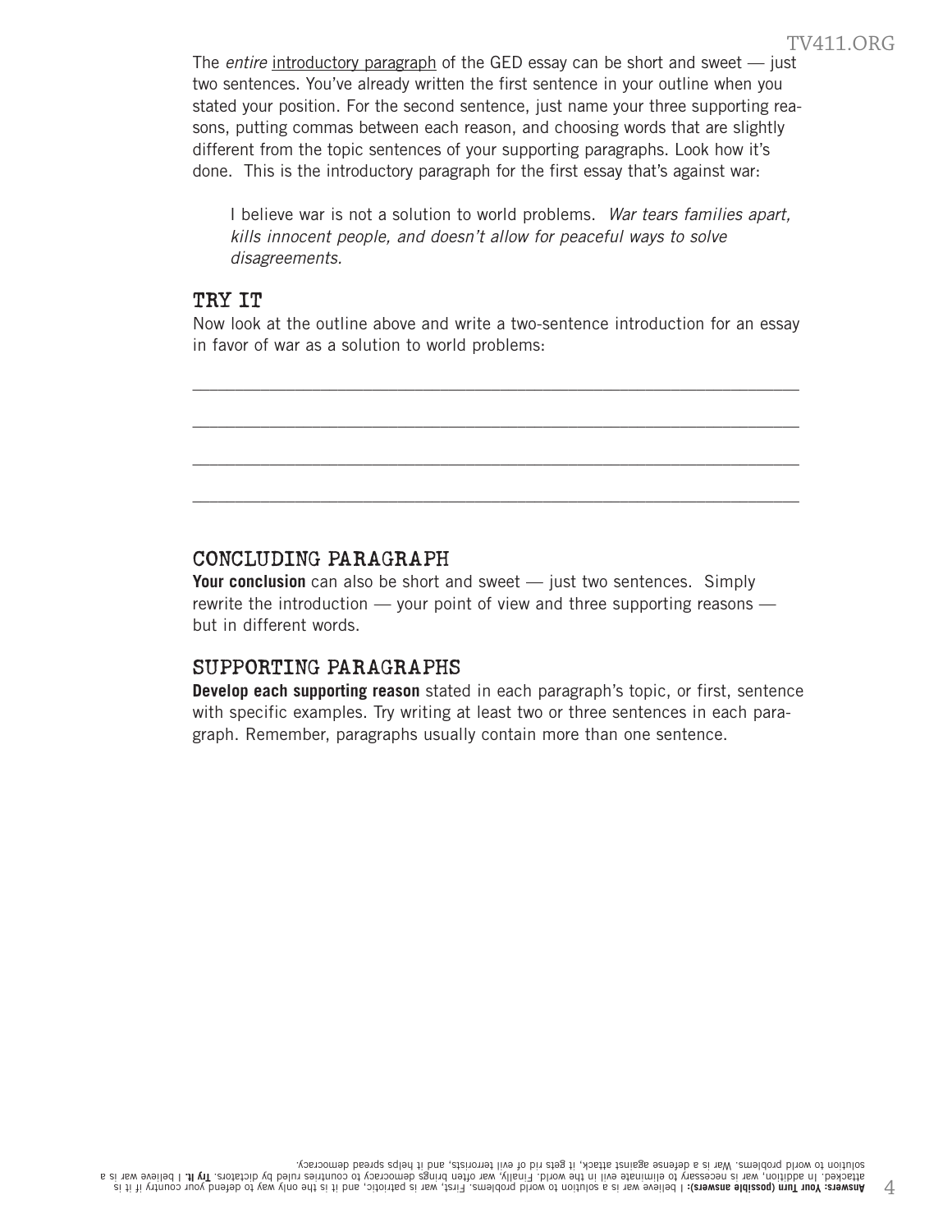The *entire* introductory paragraph of the GED essay can be short and sweet — just two sentences. You've already written the first sentence in your outline when you stated your position. For the second sentence, just name your three supporting reasons, putting commas between each reason, and choosing words that are slightly different from the topic sentences of your supporting paragraphs. Look how it's done. This is the introductory paragraph for the first essay that's against war:

> I believe war is not a solution to world problems. *War tears families apart, kills innocent people, and doesn't allow for peaceful ways to solve disagreements.*

## TRY IT

Now look at the outline above and write a two-sentence introduction for an essay in favor of war as a solution to world problems:

\_\_\_\_\_\_\_\_\_\_\_\_\_\_\_\_\_\_\_\_\_\_\_\_\_\_\_\_\_\_\_\_\_\_\_\_\_\_\_\_\_\_\_\_\_\_\_\_\_\_\_\_\_\_\_\_\_\_\_\_\_\_\_\_

\_\_\_\_\_\_\_\_\_\_\_\_\_\_\_\_\_\_\_\_\_\_\_\_\_\_\_\_\_\_\_\_\_\_\_\_\_\_\_\_\_\_\_\_\_\_\_\_\_\_\_\_\_\_\_\_\_\_\_\_\_\_\_\_

\_\_\_\_\_\_\_\_\_\_\_\_\_\_\_\_\_\_\_\_\_\_\_\_\_\_\_\_\_\_\_\_\_\_\_\_\_\_\_\_\_\_\_\_\_\_\_\_\_\_\_\_\_\_\_\_\_\_\_\_\_\_\_\_

\_\_\_\_\_\_\_\_\_\_\_\_\_\_\_\_\_\_\_\_\_\_\_\_\_\_\_\_\_\_\_\_\_\_\_\_\_\_\_\_\_\_\_\_\_\_\_\_\_\_\_\_\_\_\_\_\_\_\_\_\_\_\_\_

## CONCLUDING PARAGRAPH

**Your conclusion** can also be short and sweet — just two sentences. Simply rewrite the introduction — your point of view and three supporting reasons — but in different words.

## SUPPORTING PARAGRAPHS

**Develop each supporting reason** stated in each paragraph's topic, or first, sentence with specific examples. Try writing at least two or three sentences in each paragraph. Remember, paragraphs usually contain more than one sentence.

**Answers: Your Turn (possible answers):** I believe war is a solution to world problems. First, war is patriotic, and it is the only way to defend your country if it is attacked. In addition, war is necessary to eliminate evil in the world. Finally, war often brings democracy to countries ruled by dictators. **Try It.** I believe war is a solution to world problems. War is a defense against attack, it gets rid of evil terrorists, and it helps spread democracy.